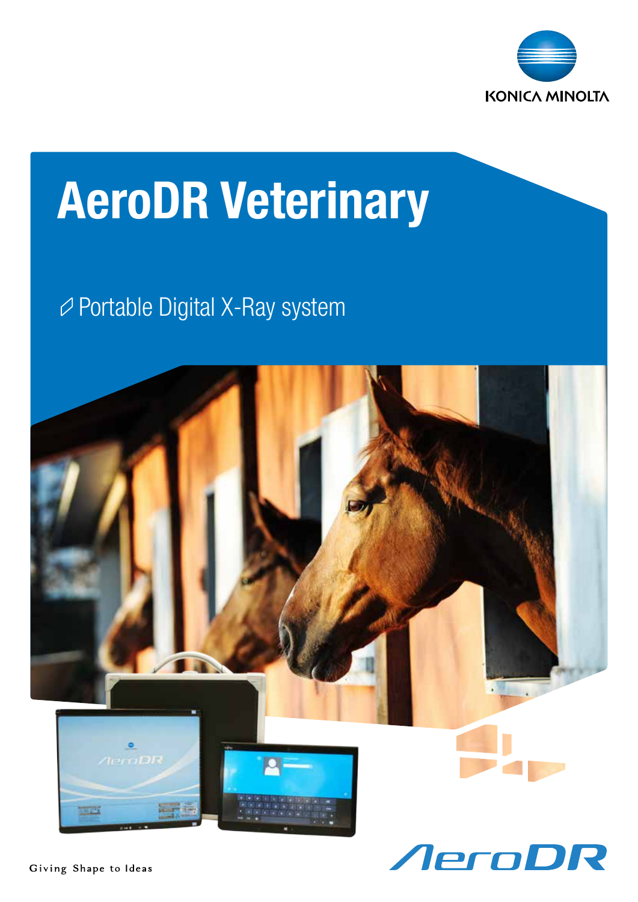KONICA MINOLTA

# AeroDR Veterinary

Portable Digital X-Ray system

Giving Shape to Ideas

AeroDR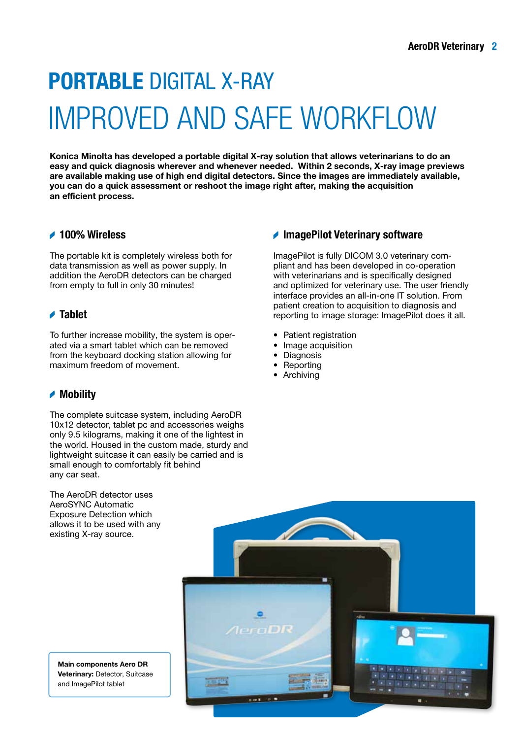# **PORTABLE** DIGITAL X-RAY

# IMPROVED AND SAFE WORKFLOW

**Konica Minolta has developed a portable digital X-ray solution that allows veterinarians to do an easy and quick diagnosis wherever and whenever needed. Within 2 seconds, X-ray image previews are available making use of high end digital detectors. Since the images are immediately available, you can do a quick assessment or reshoot the image right after, making the acquisition an efficient process.**

## 100% Wireless

The portable kit is completely wireless both for data transmission as well as power supply. In addition the AeroDR detectors can be charged from empty to full in only 30 minutes!

## Tablet

To further increase mobility, the system is operated via a smart tablet which can be removed from the keyboard docking station allowing for maximum freedom of movement.

## Mobility

The complete suitcase system, including AeroDR 10x12 detector, tablet pc and accessories weighs only 9.5 kilograms, making it one of the lightest in the world. Housed in the custom made, sturdy and lightweight suitcase it can easily be carried and is small enough to comfortably fit behind any car seat.

The AeroDR detector uses AeroSYNC Automatic Exposure Detection which allows it to be used with any existing X-ray source.

## ImagePilot Veterinary software

ImagePilot is fully DICOM 3.0 veterinary compliant and has been developed in co-operation with veterinarians and is specifically designed and optimized for veterinary use. The user friendly interface provides an all-in-one IT solution. From patient creation to acquisition to diagnosis and reporting to image storage: ImagePilot does it all.

- Patient registration
- Image acquisition
- Diagnosis
- Reporting
- Archiving

**Main components Aero DR Veterinary:** Detector, Suitcase and ImagePilot tablet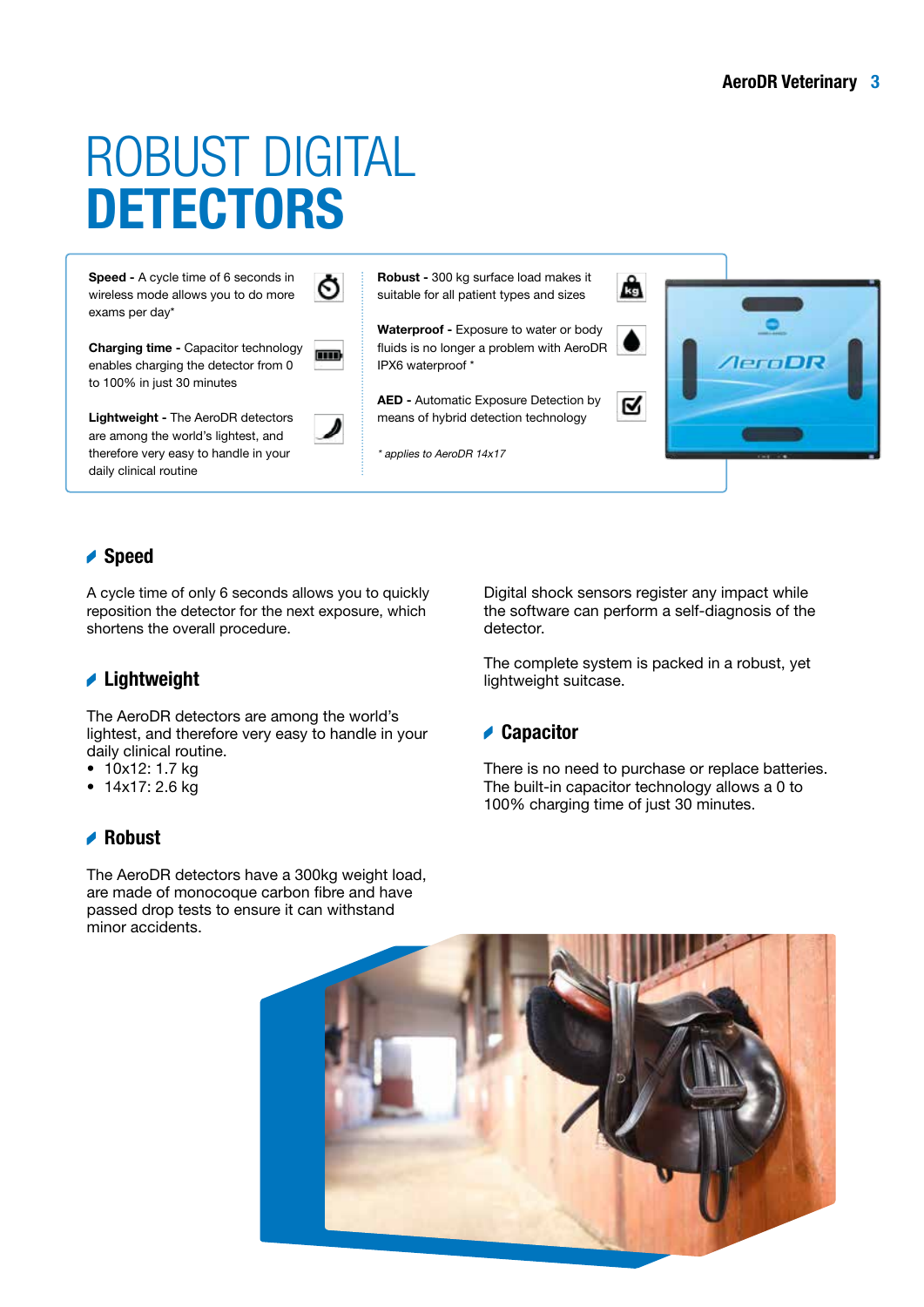# ROBUST DIGITAL **DETECTORS**

**Speed -** A cycle time of 6 seconds in wireless mode allows you to do more exams per day*

**Charging time -** Capacitor technology enables charging the detector from 0 to 100% in just 30 minutes

**Lightweight -** The AeroDR detectors are among the world's lightest, and therefore very easy to handle in your daily clinical routine

**Robust -** 300 kg surface load makes it suitable for all patient types and sizes

**Waterproof -** Exposure to water or body fluids is no longer a problem with AeroDR IPX6 waterproof *

**AED -** Automatic Exposure Detection by means of hybrid detection technology

*\* applies to AeroDR 14x17*

## Speed

A cycle time of only 6 seconds allows you to quickly reposition the detector for the next exposure, which shortens the overall procedure.

## Lightweight

The AeroDR detectors are among the world's lightest, and therefore very easy to handle in your daily clinical routine.

- 10x12: 1.7 kg
- 14x17: 2.6 kg

## Robust

The AeroDR detectors have a 300kg weight load, are made of monocoque carbon fibre and have passed drop tests to ensure it can withstand minor accidents.

Digital shock sensors register any impact while the software can perform a self-diagnosis of the detector.

The complete system is packed in a robust, yet lightweight suitcase.

## Capacitor

There is no need to purchase or replace batteries. The built-in capacitor technology allows a 0 to 100% charging time of just 30 minutes.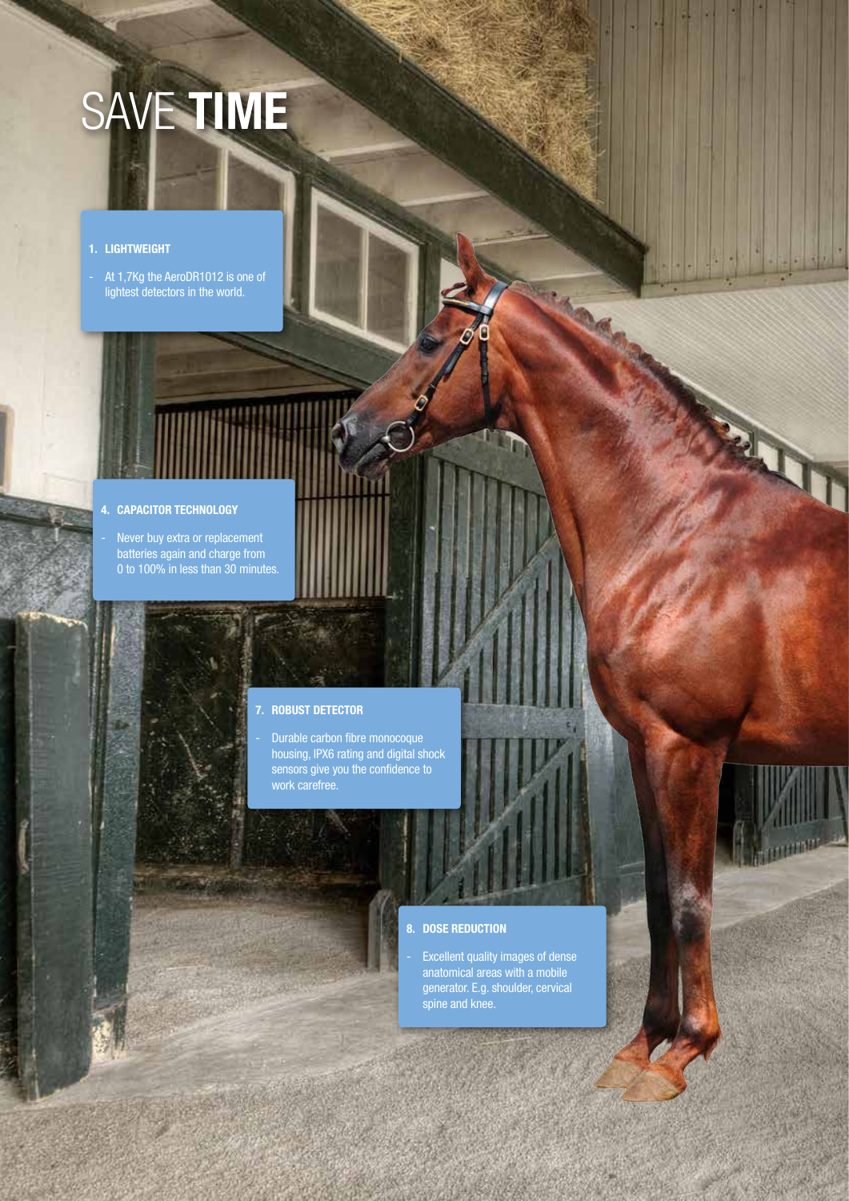# SAVE **TIME**

**1. LIGHTWEIGHT**

- At 1,7Kg the AeroDR1012 is one of lightest detectors in the world.

**4. CAPACITOR TECHNOLOGY**

- Never buy extra or replacement batteries again and charge from 0 to 100% in less than 30 minutes.

**7. ROBUST DETECTOR**

- Durable carbon fibre monocoque housing, IPX6 rating and digital shock sensors give you the confidence to work carefree.

**8. DOSE REDUCTION**

- Excellent quality images of dense anatomical areas with a mobile generator. E.g. shoulder, cervical spine and knee.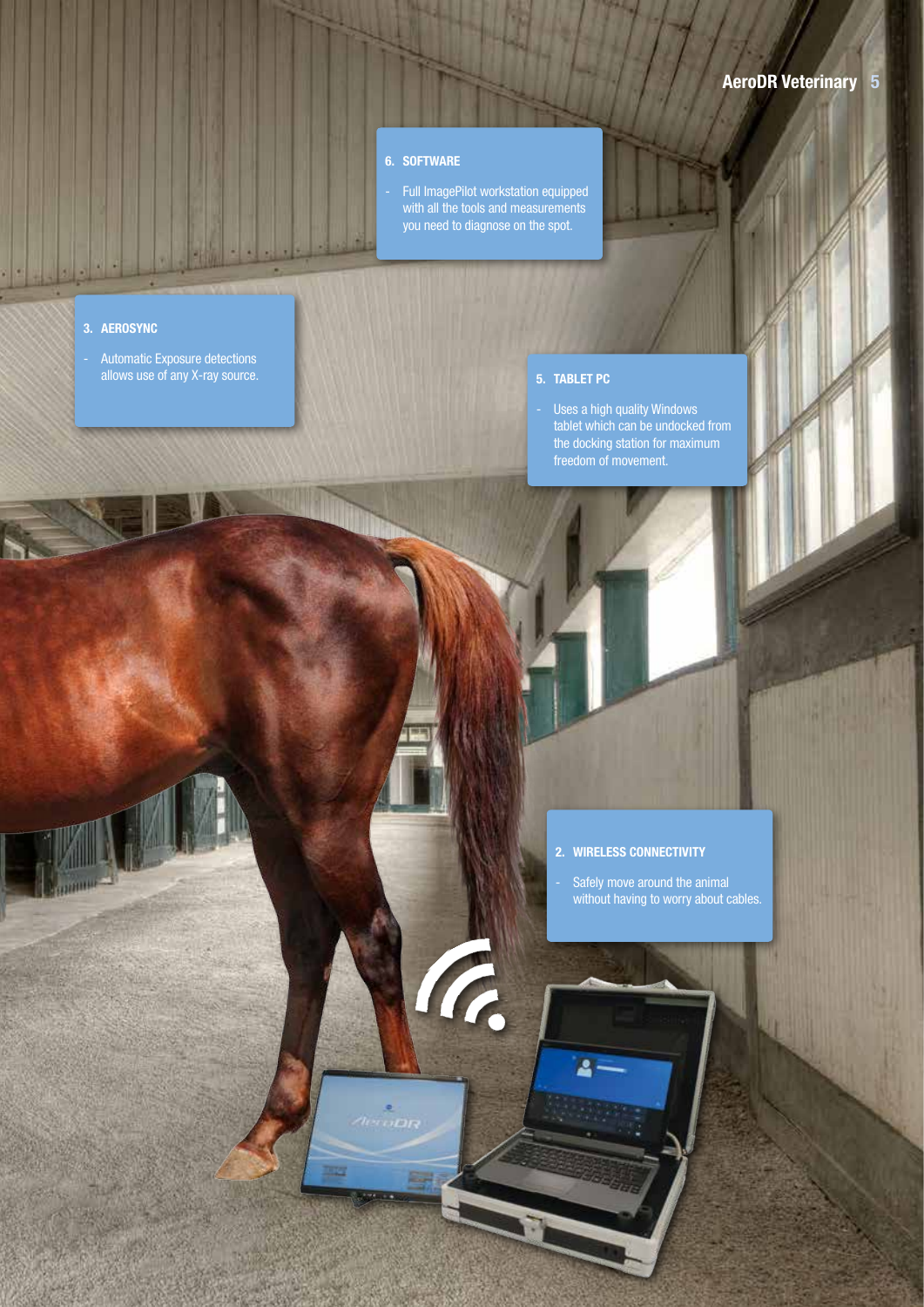### 6. SOFTWARE

- Full ImagePilot workstation equipped with all the tools and measurements you need to diagnose on the spot.

### 3. AEROSYNC

- Automatic Exposure detections allows use of any X-ray source.

### 5. TABLET PC

- Uses a high quality Windows tablet which can be undocked from the docking station for maximum freedom of movement.

### 2. WIRELESS CONNECTIVITY

- Safely move around the animal without having to worry about cables.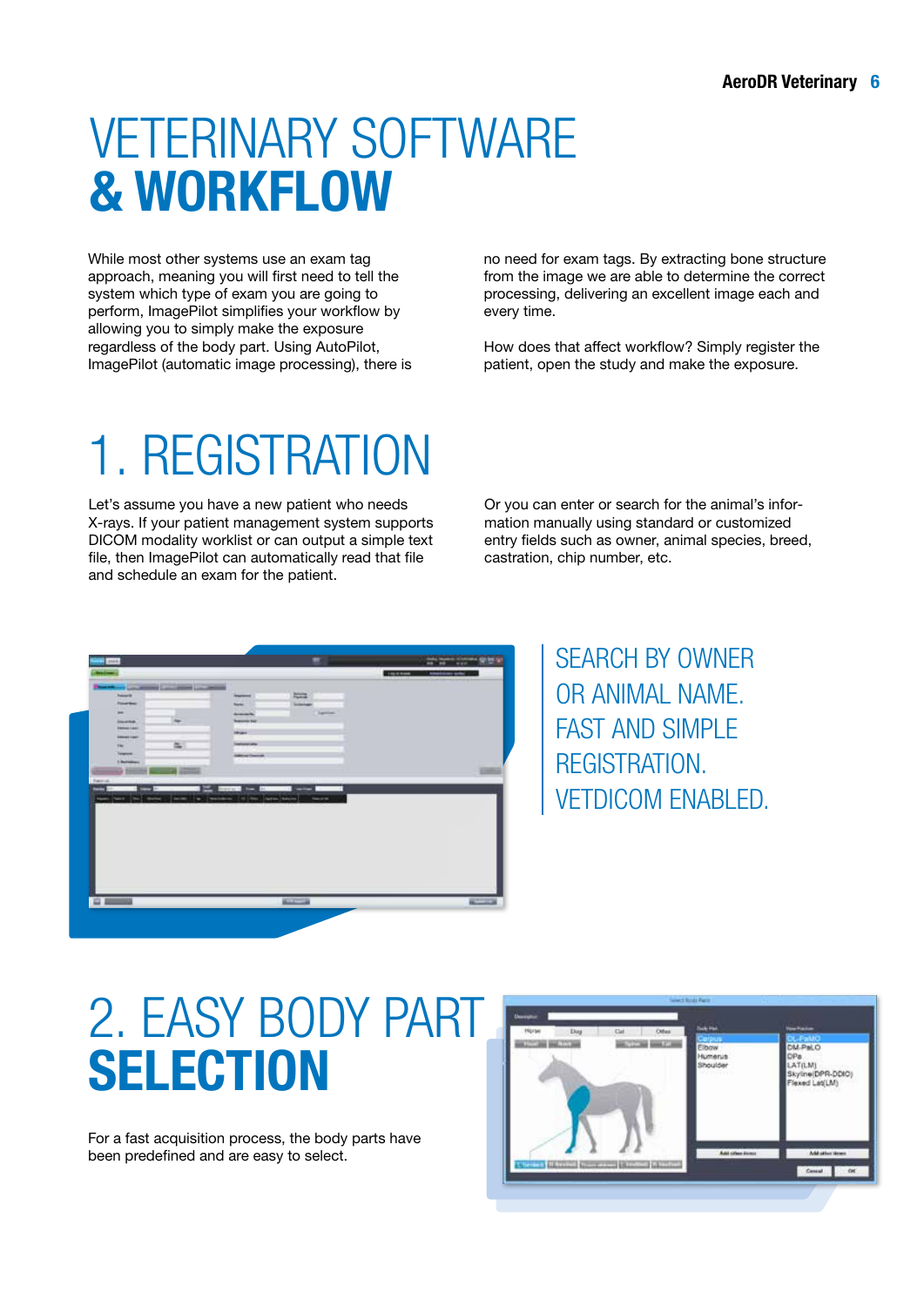# VETERINARY SOFTWARE & WORKFLOW

While most other systems use an exam tag approach, meaning you will first need to tell the system which type of exam you are going to perform, ImagePilot simplifies your workflow by allowing you to simply make the exposure regardless of the body part. Using AutoPilot, ImagePilot (automatic image processing), there is no need for exam tags. By extracting bone structure from the image we are able to determine the correct processing, delivering an excellent image each and every time.

How does that affect workflow? Simply register the patient, open the study and make the exposure.

# 1. REGISTRATION

Let's assume you have a new patient who needs X-rays. If your patient management system supports DICOM modality worklist or can output a simple text file, then ImagePilot can automatically read that file and schedule an exam for the patient.

Or you can enter or search for the animal's information manually using standard or customized entry fields such as owner, animal species, breed, castration, chip number, etc.

SEARCH BY OWNER OR ANIMAL NAME. FAST AND SIMPLE REGISTRATION. VETDICOM ENABLED.

# 2. EASY BODY PART SELECTION

For a fast acquisition process, the body parts have been predefined and are easy to select.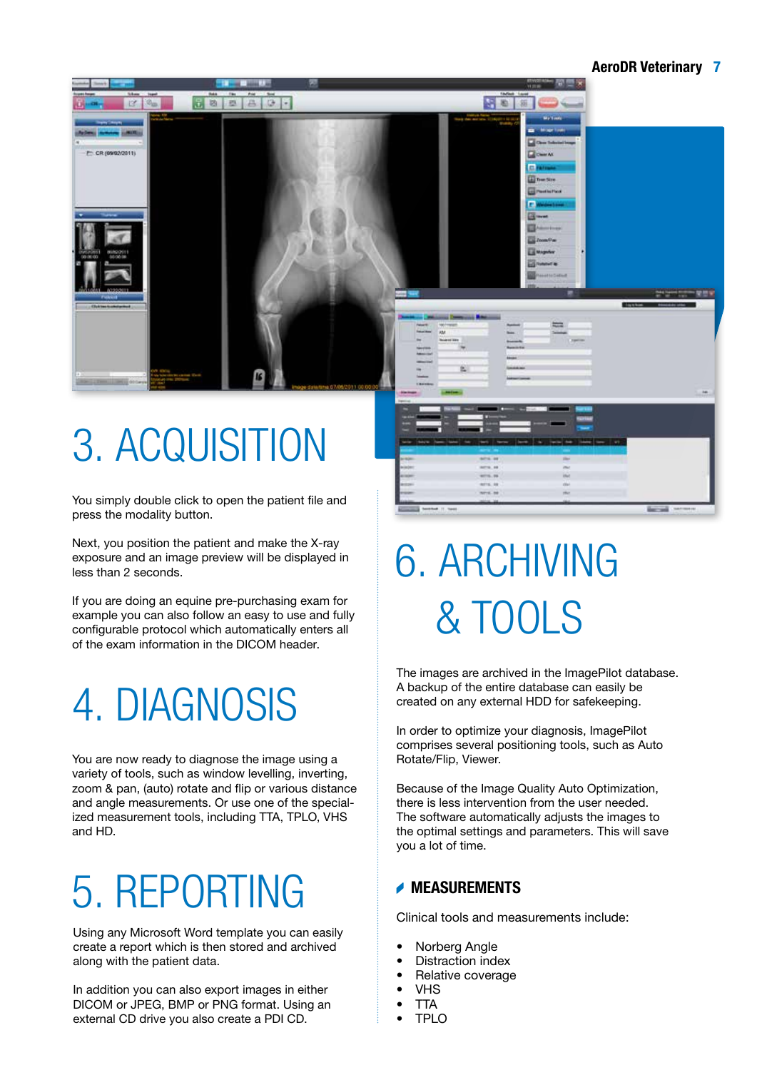# 3. ACQUISITION

You simply double click to open the patient file and press the modality button.

Next, you position the patient and make the X-ray exposure and an image preview will be displayed in less than 2 seconds.

If you are doing an equine pre-purchasing exam for example you can also follow an easy to use and fully configurable protocol which automatically enters all of the exam information in the DICOM header.

# 4. DIAGNOSIS

You are now ready to diagnose the image using a variety of tools, such as window levelling, inverting, zoom & pan, (auto) rotate and flip or various distance and angle measurements. Or use one of the specialized measurement tools, including TTA, TPLO, VHS and HD.

# 5. REPORTING

Using any Microsoft Word template you can easily create a report which is then stored and archived along with the patient data.

In addition you can also export images in either DICOM or JPEG, BMP or PNG format. Using an external CD drive you also create a PDI CD.

# 6. ARCHIVING & TOOLS

The images are archived in the ImagePilot database. A backup of the entire database can easily be created on any external HDD for safekeeping.

In order to optimize your diagnosis, ImagePilot comprises several positioning tools, such as Auto Rotate/Flip, Viewer.

Because of the Image Quality Auto Optimization, there is less intervention from the user needed. The software automatically adjusts the images to the optimal settings and parameters. This will save you a lot of time.

## MEASUREMENTS

Clinical tools and measurements include:

- Norberg Angle
- Distraction index
- Relative coverage
- VHS
- TTA
- TPLO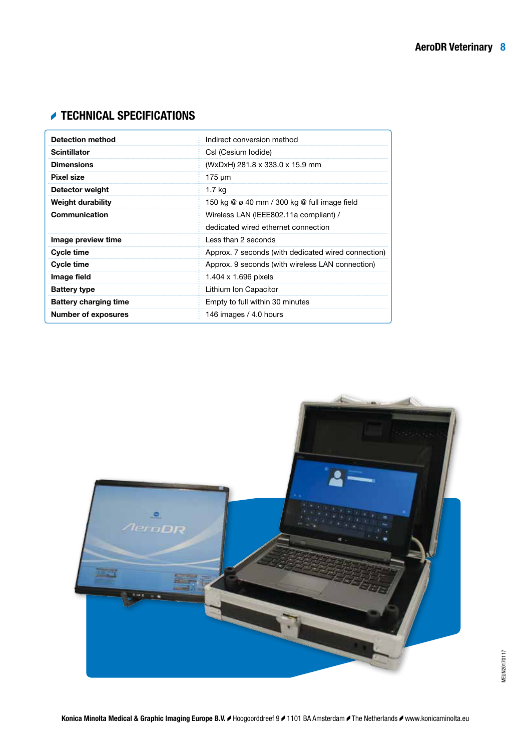## TECHNICAL SPECIFICATIONS

| | |
|---|---|
| **Detection method** | Indirect conversion method |
| **Scintillator** | CsI (Cesium Iodide) |
| **Dimensions** | (WxDxH) 281.8 x 333.0 x 15.9 mm |
| **Pixel size** | 175 µm |
| **Detector weight** | 1.7 kg |
| **Weight durability** | 150 kg @ ø 40 mm / 300 kg @ full image field |
| **Communication** | Wireless LAN (IEEE802.11a compliant) / dedicated wired ethernet connection |
| **Image preview time** | Less than 2 seconds |
| **Cycle time** | Approx. 7 seconds (with dedicated wired connection) |
| **Cycle time** | Approx. 9 seconds (with wireless LAN connection) |
| **Image field** | 1.404 x 1.696 pixels |
| **Battery type** | Lithium Ion Capacitor |
| **Battery charging time** | Empty to full within 30 minutes |
| **Number of exposures** | 146 images / 4.0 hours |

MEUN20170117

**Konica Minolta Medical & Graphic Imaging Europe B.V.** Hoogoorddreef 9 1101 BA Amsterdam The Netherlands www.konicaminolta.eu